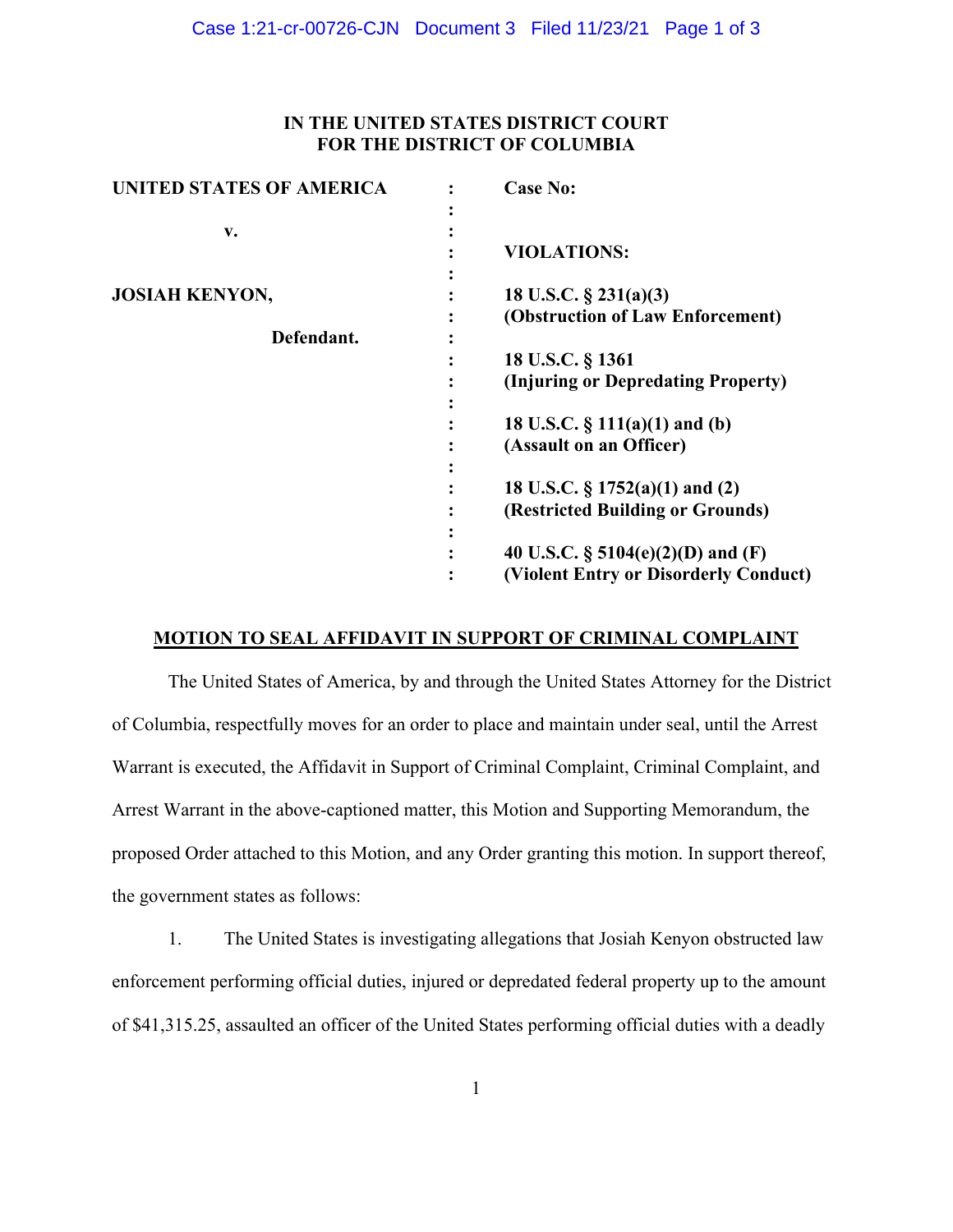**IN THE UNITED STATES DISTRICT COURT**
**FOR THE DISTRICT OF COLUMBIA**

| | | |
|---|---|---|
| **UNITED STATES OF AMERICA** | : | **Case No:** |
| | : | |
| **v.** | : | |
| | : | **VIOLATIONS:** |
| | : | |
| **JOSIAH KENYON,** | : | **18 U.S.C. § 231(a)(3)** |
| | : | **(Obstruction of Law Enforcement)** |
| **Defendant.** | : | |
| | : | **18 U.S.C. § 1361** |
| | : | **(Injuring or Depredating Property)** |
| | : | |
| | : | **18 U.S.C. § 111(a)(1) and (b)** |
| | : | **(Assault on an Officer)** |
| | : | |
| | : | **18 U.S.C. § 1752(a)(1) and (2)** |
| | : | **(Restricted Building or Grounds)** |
| | : | |
| | : | **40 U.S.C. § 5104(e)(2)(D) and (F)** |
| | : | **(Violent Entry or Disorderly Conduct)** |

**MOTION TO SEAL AFFIDAVIT IN SUPPORT OF CRIMINAL COMPLAINT**

The United States of America, by and through the United States Attorney for the District of Columbia, respectfully moves for an order to place and maintain under seal, until the Arrest Warrant is executed, the Affidavit in Support of Criminal Complaint, Criminal Complaint, and Arrest Warrant in the above-captioned matter, this Motion and Supporting Memorandum, the proposed Order attached to this Motion, and any Order granting this motion. In support thereof, the government states as follows:

1. The United States is investigating allegations that Josiah Kenyon obstructed law enforcement performing official duties, injured or depredated federal property up to the amount of $41,315.25, assaulted an officer of the United States performing official duties with a deadly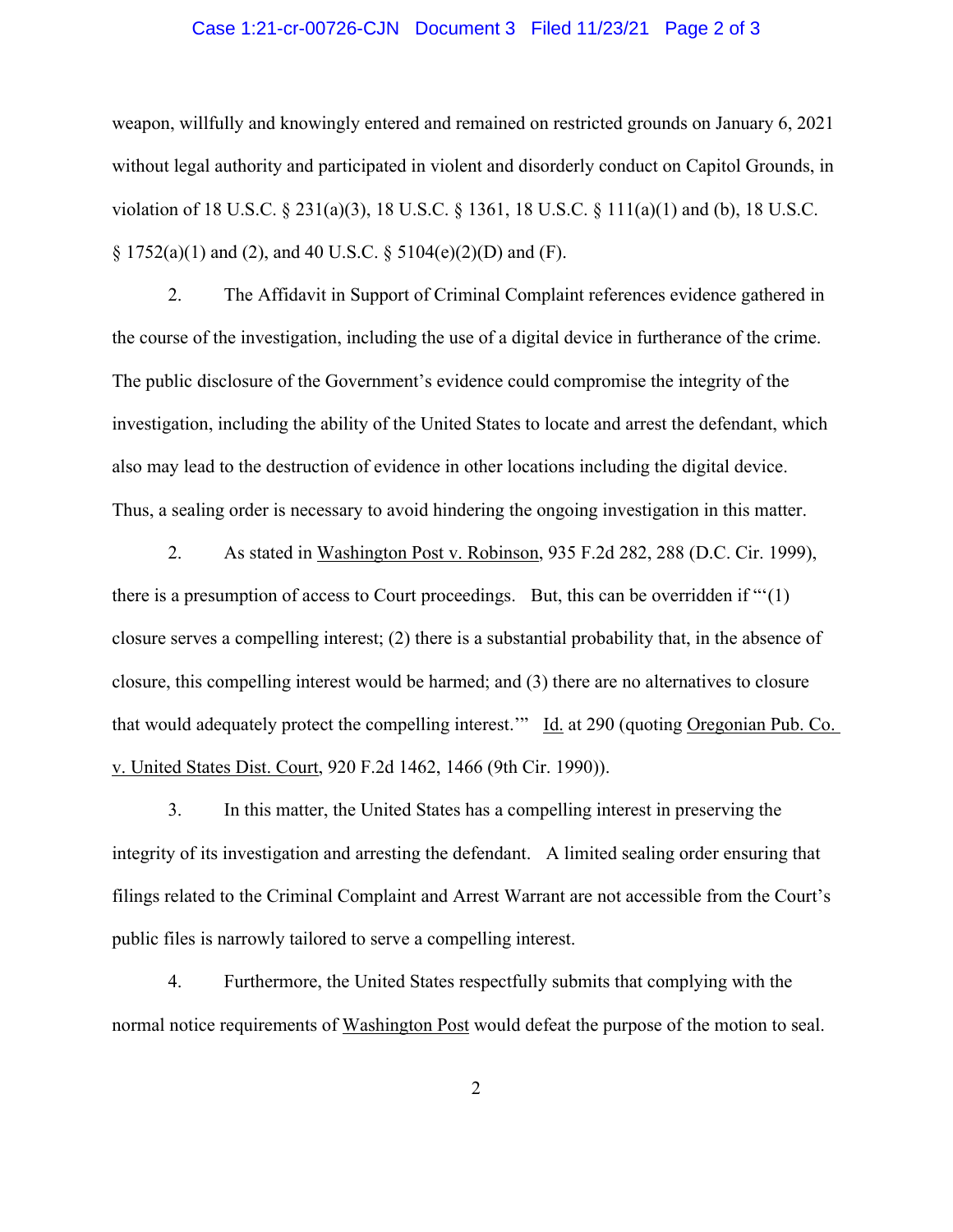weapon, willfully and knowingly entered and remained on restricted grounds on January 6, 2021 without legal authority and participated in violent and disorderly conduct on Capitol Grounds, in violation of 18 U.S.C. § 231(a)(3), 18 U.S.C. § 1361, 18 U.S.C. § 111(a)(1) and (b), 18 U.S.C. § 1752(a)(1) and (2), and 40 U.S.C. § 5104(e)(2)(D) and (F).

2. The Affidavit in Support of Criminal Complaint references evidence gathered in the course of the investigation, including the use of a digital device in furtherance of the crime. The public disclosure of the Government's evidence could compromise the integrity of the investigation, including the ability of the United States to locate and arrest the defendant, which also may lead to the destruction of evidence in other locations including the digital device. Thus, a sealing order is necessary to avoid hindering the ongoing investigation in this matter.

2. As stated in Washington Post v. Robinson, 935 F.2d 282, 288 (D.C. Cir. 1999), there is a presumption of access to Court proceedings. But, this can be overridden if "'(1) closure serves a compelling interest; (2) there is a substantial probability that, in the absence of closure, this compelling interest would be harmed; and (3) there are no alternatives to closure that would adequately protect the compelling interest.'" Id. at 290 (quoting Oregonian Pub. Co. v. United States Dist. Court, 920 F.2d 1462, 1466 (9th Cir. 1990)).

3. In this matter, the United States has a compelling interest in preserving the integrity of its investigation and arresting the defendant. A limited sealing order ensuring that filings related to the Criminal Complaint and Arrest Warrant are not accessible from the Court's public files is narrowly tailored to serve a compelling interest.

4. Furthermore, the United States respectfully submits that complying with the normal notice requirements of Washington Post would defeat the purpose of the motion to seal.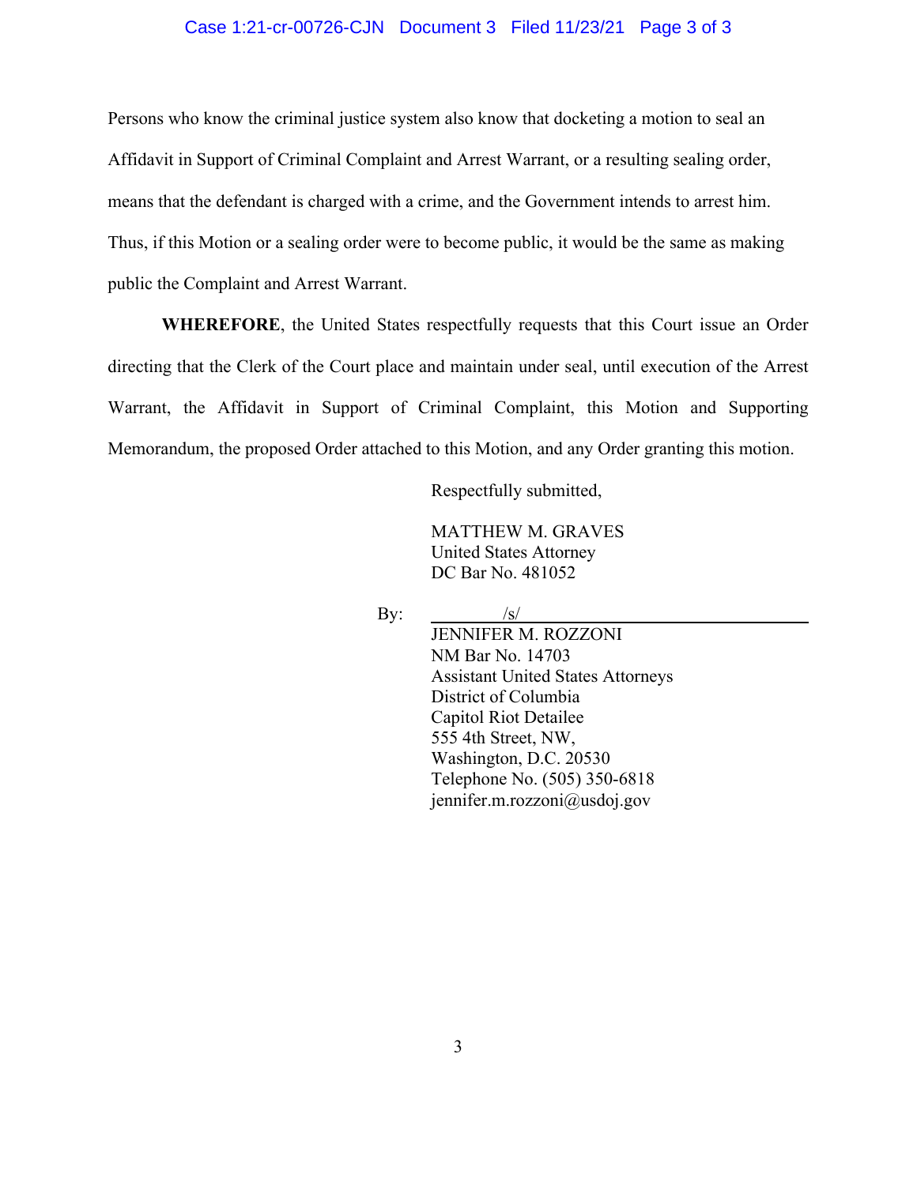Persons who know the criminal justice system also know that docketing a motion to seal an Affidavit in Support of Criminal Complaint and Arrest Warrant, or a resulting sealing order, means that the defendant is charged with a crime, and the Government intends to arrest him. Thus, if this Motion or a sealing order were to become public, it would be the same as making public the Complaint and Arrest Warrant.

**WHEREFORE**, the United States respectfully requests that this Court issue an Order directing that the Clerk of the Court place and maintain under seal, until execution of the Arrest Warrant, the Affidavit in Support of Criminal Complaint, this Motion and Supporting Memorandum, the proposed Order attached to this Motion, and any Order granting this motion.

Respectfully submitted,

MATTHEW M. GRAVES
United States Attorney
DC Bar No. 481052

By: /s/
JENNIFER M. ROZZONI
NM Bar No. 14703
Assistant United States Attorneys
District of Columbia
Capitol Riot Detailee
555 4th Street, NW,
Washington, D.C. 20530
Telephone No. (505) 350-6818
jennifer.m.rozzoni@usdoj.gov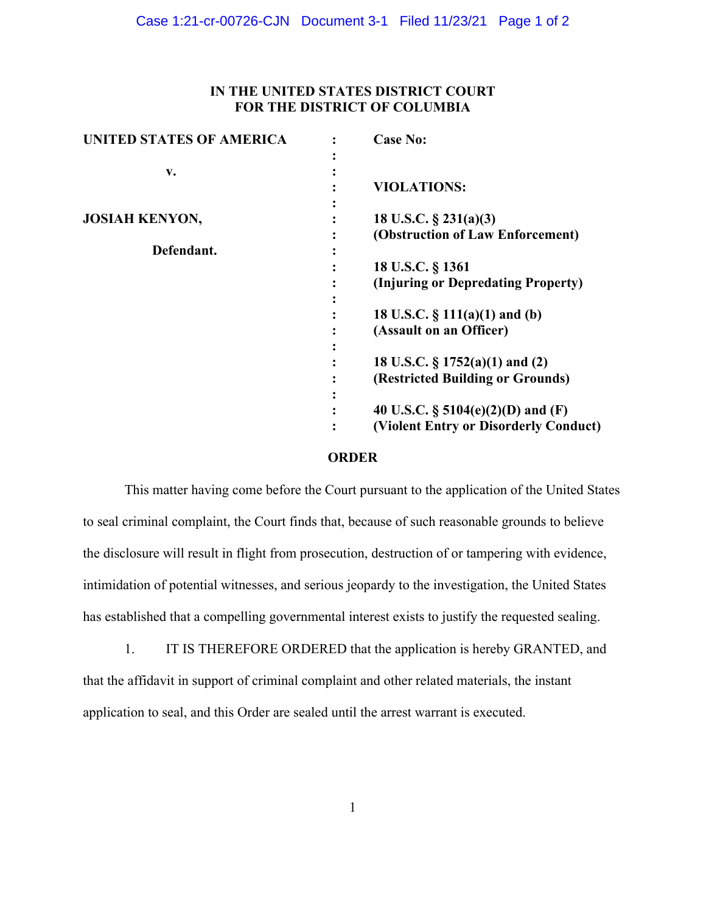**IN THE UNITED STATES DISTRICT COURT**
**FOR THE DISTRICT OF COLUMBIA**

| | | |
|---|---|---|
| **UNITED STATES OF AMERICA** | : | **Case No:** |
| **v.** | : | **VIOLATIONS:** |
| **JOSIAH KENYON,** | : | **18 U.S.C. § 231(a)(3)** **(Obstruction of Law Enforcement)** |
| **Defendant.** | : | **18 U.S.C. § 1361** **(Injuring or Depredating Property)** |
| | : | **18 U.S.C. § 111(a)(1) and (b)** **(Assault on an Officer)** |
| | : | **18 U.S.C. § 1752(a)(1) and (2)** **(Restricted Building or Grounds)** |
| | : | **40 U.S.C. § 5104(e)(2)(D) and (F)** **(Violent Entry or Disorderly Conduct)** |

**ORDER**

This matter having come before the Court pursuant to the application of the United States to seal criminal complaint, the Court finds that, because of such reasonable grounds to believe the disclosure will result in flight from prosecution, destruction of or tampering with evidence, intimidation of potential witnesses, and serious jeopardy to the investigation, the United States has established that a compelling governmental interest exists to justify the requested sealing.

1. IT IS THEREFORE ORDERED that the application is hereby GRANTED, and that the affidavit in support of criminal complaint and other related materials, the instant application to seal, and this Order are sealed until the arrest warrant is executed.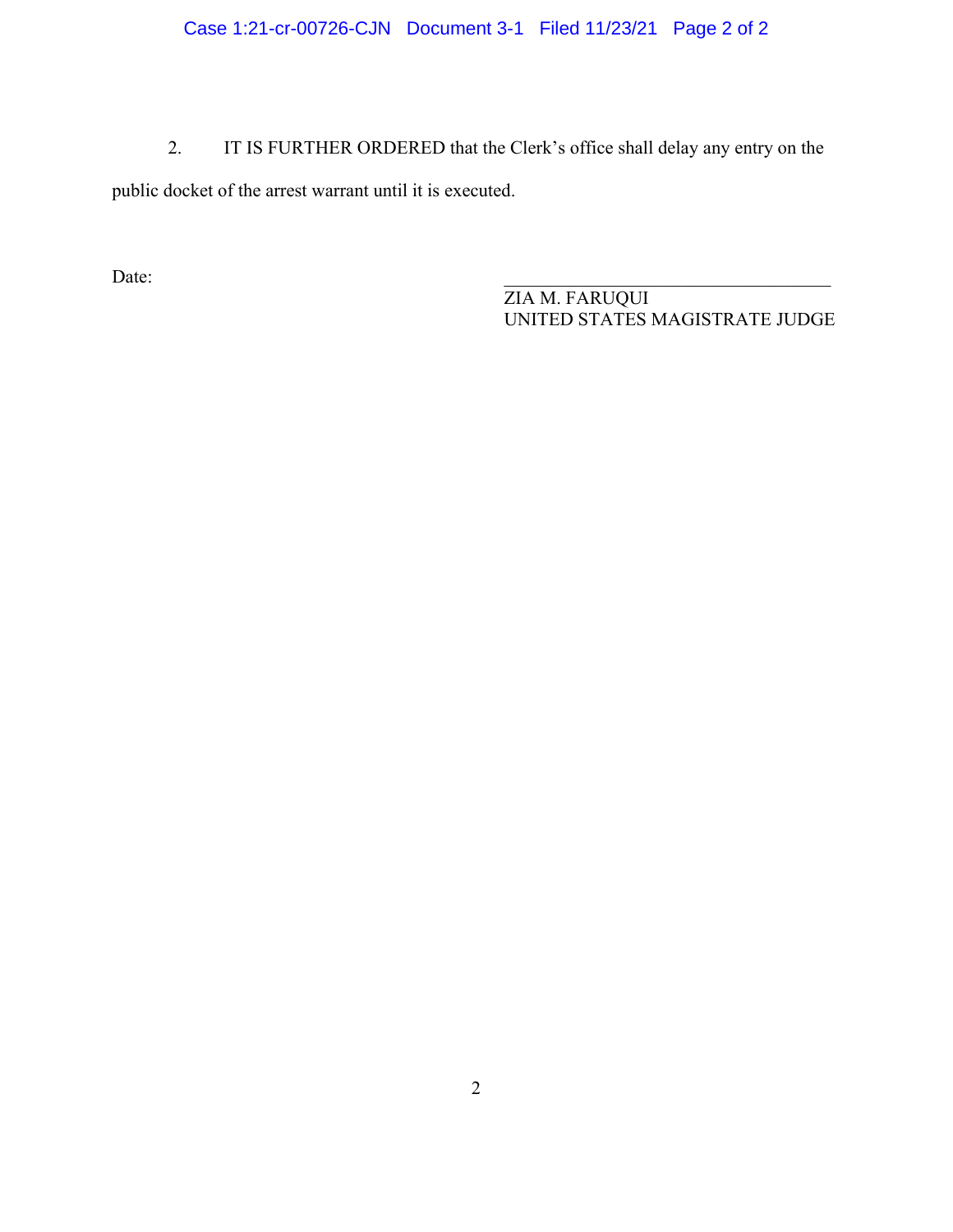2. IT IS FURTHER ORDERED that the Clerk's office shall delay any entry on the public docket of the arrest warrant until it is executed.

Date: 

\_\_\_\_\_\_\_\_\_\_\_\_\_\_\_\_\_\_\_\_\_\_\_\_\_\_\_\_\_\_\_\_\_\_\_

ZIA M. FARUQUI
UNITED STATES MAGISTRATE JUDGE